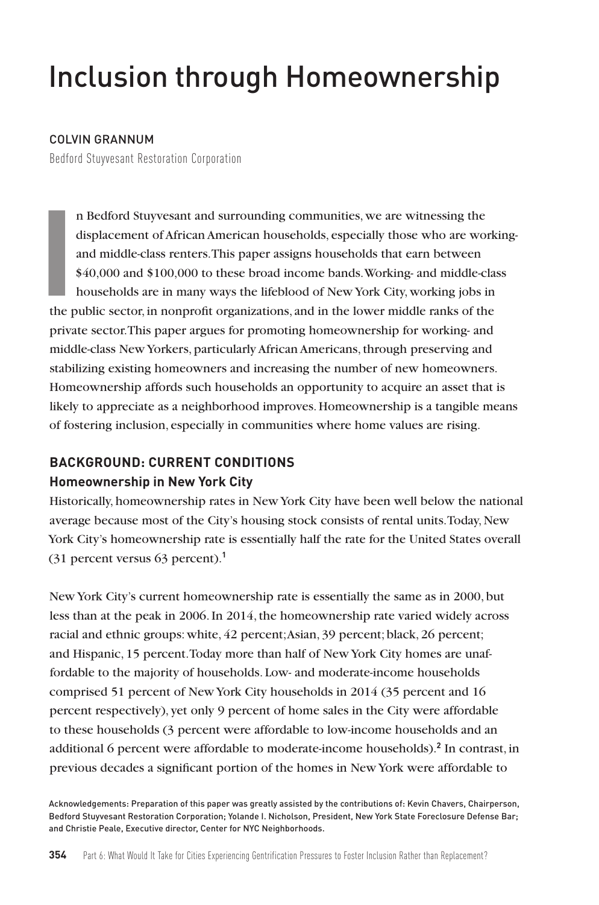# Inclusion through Homeownership

COLVIN GRANNUM

Bedford Stuyvesant Restoration Corporation

In Bedford Stuyvesant and surrounding communities, we are witnessing the displacement of African American households, especially those who are working- and middle-class renters. This paper assigns households that earn between $40,000 and $100,000 to these broad income bands. Working- and middle-class households are in many ways the lifeblood of New York City, working jobs in the public sector, in nonprofit organizations, and in the lower middle ranks of the private sector. This paper argues for promoting homeownership for working- and middle-class New Yorkers, particularly African Americans, through preserving and stabilizing existing homeowners and increasing the number of new homeowners. Homeownership affords such households an opportunity to acquire an asset that is likely to appreciate as a neighborhood improves. Homeownership is a tangible means of fostering inclusion, especially in communities where home values are rising.

## BACKGROUND: CURRENT CONDITIONS

### Homeownership in New York City

Historically, homeownership rates in New York City have been well below the national average because most of the City's housing stock consists of rental units. Today, New York City's homeownership rate is essentially half the rate for the United States overall (31 percent versus 63 percent).[1]

New York City's current homeownership rate is essentially the same as in 2000, but less than at the peak in 2006. In 2014, the homeownership rate varied widely across racial and ethnic groups: white, 42 percent; Asian, 39 percent; black, 26 percent; and Hispanic, 15 percent. Today more than half of New York City homes are unaffordable to the majority of households. Low- and moderate-income households comprised 51 percent of New York City households in 2014 (35 percent and 16 percent respectively), yet only 9 percent of home sales in the City were affordable to these households (3 percent were affordable to low-income households and an additional 6 percent were affordable to moderate-income households).[2] In contrast, in previous decades a significant portion of the homes in New York were affordable to

Acknowledgements: Preparation of this paper was greatly assisted by the contributions of: Kevin Chavers, Chairperson, Bedford Stuyvesant Restoration Corporation; Yolande I. Nicholson, President, New York State Foreclosure Defense Bar; and Christie Peale, Executive director, Center for NYC Neighborhoods.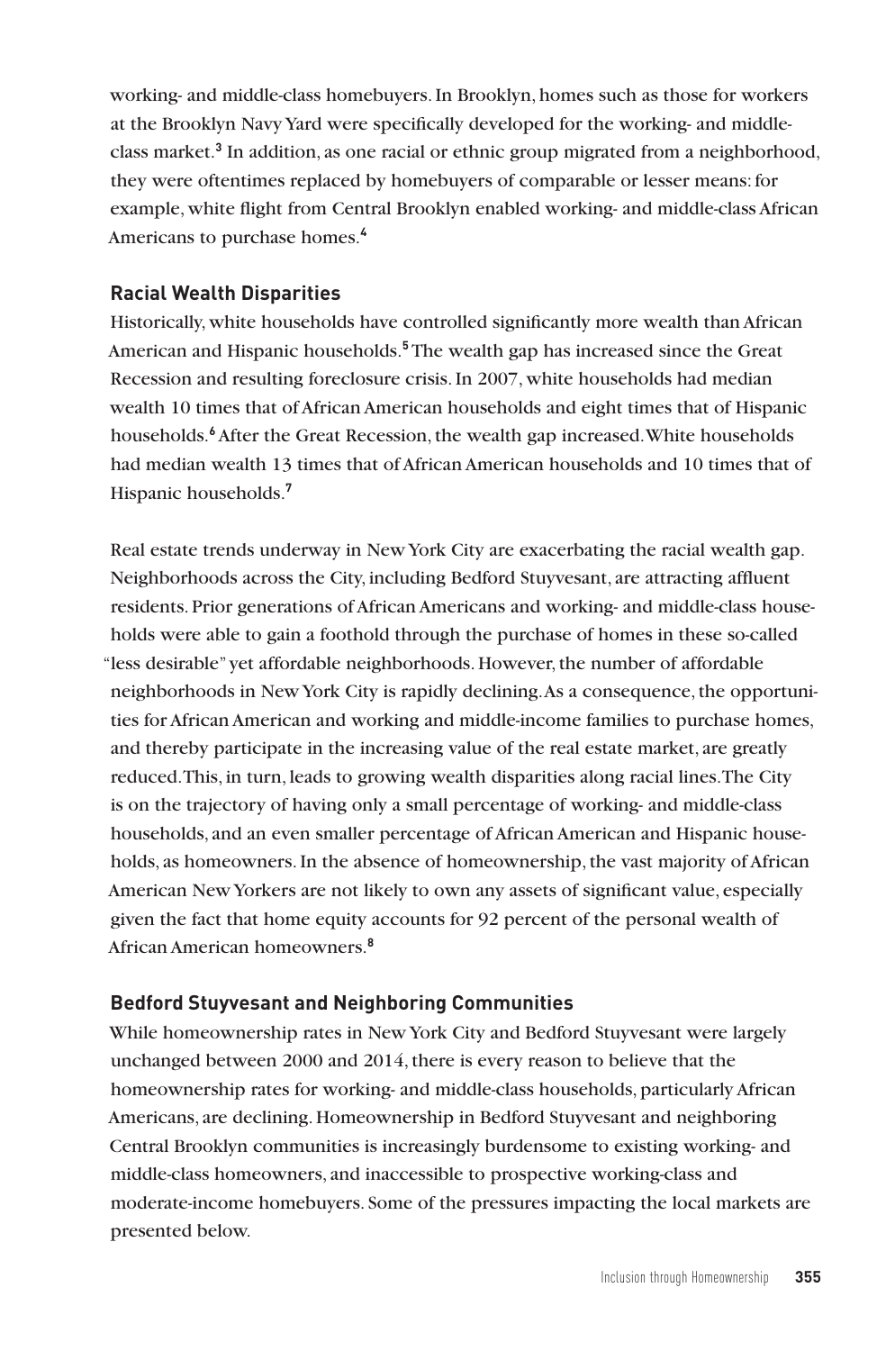working- and middle-class homebuyers. In Brooklyn, homes such as those for workers at the Brooklyn Navy Yard were specifically developed for the working- and middle-class market.[3] In addition, as one racial or ethnic group migrated from a neighborhood, they were oftentimes replaced by homebuyers of comparable or lesser means: for example, white flight from Central Brooklyn enabled working- and middle-class African Americans to purchase homes.[4]

### Racial Wealth Disparities

Historically, white households have controlled significantly more wealth than African American and Hispanic households.[5] The wealth gap has increased since the Great Recession and resulting foreclosure crisis. In 2007, white households had median wealth 10 times that of African American households and eight times that of Hispanic households.[6] After the Great Recession, the wealth gap increased. White households had median wealth 13 times that of African American households and 10 times that of Hispanic households.[7]

Real estate trends underway in New York City are exacerbating the racial wealth gap. Neighborhoods across the City, including Bedford Stuyvesant, are attracting affluent residents. Prior generations of African Americans and working- and middle-class households were able to gain a foothold through the purchase of homes in these so-called "less desirable" yet affordable neighborhoods. However, the number of affordable neighborhoods in New York City is rapidly declining. As a consequence, the opportunities for African American and working and middle-income families to purchase homes, and thereby participate in the increasing value of the real estate market, are greatly reduced. This, in turn, leads to growing wealth disparities along racial lines. The City is on the trajectory of having only a small percentage of working- and middle-class households, and an even smaller percentage of African American and Hispanic households, as homeowners. In the absence of homeownership, the vast majority of African American New Yorkers are not likely to own any assets of significant value, especially given the fact that home equity accounts for 92 percent of the personal wealth of African American homeowners.[8]

### Bedford Stuyvesant and Neighboring Communities

While homeownership rates in New York City and Bedford Stuyvesant were largely unchanged between 2000 and 2014, there is every reason to believe that the homeownership rates for working- and middle-class households, particularly African Americans, are declining. Homeownership in Bedford Stuyvesant and neighboring Central Brooklyn communities is increasingly burdensome to existing working- and middle-class homeowners, and inaccessible to prospective working-class and moderate-income homebuyers. Some of the pressures impacting the local markets are presented below.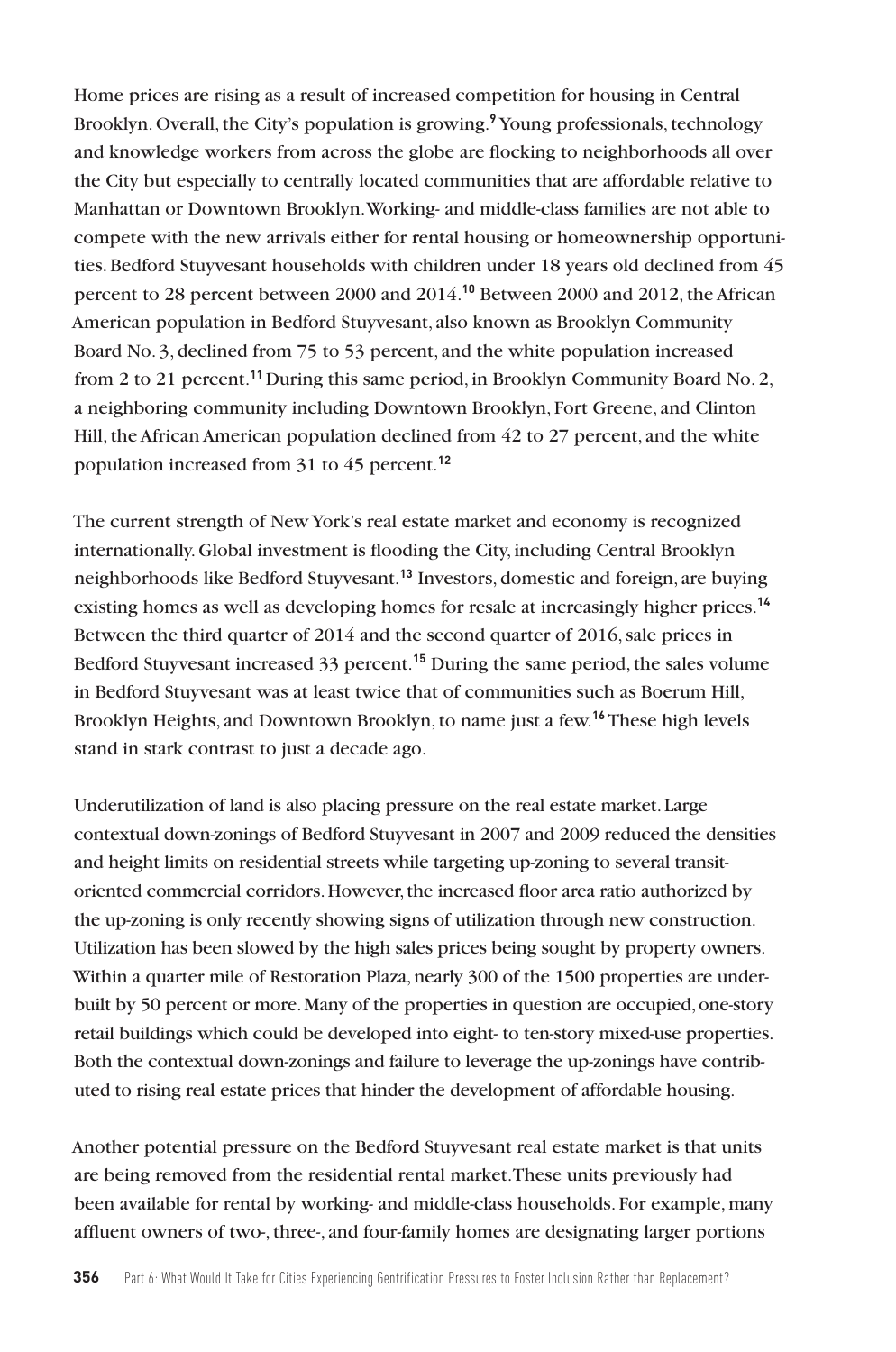Home prices are rising as a result of increased competition for housing in Central Brooklyn. Overall, the City's population is growing.[9] Young professionals, technology and knowledge workers from across the globe are flocking to neighborhoods all over the City but especially to centrally located communities that are affordable relative to Manhattan or Downtown Brooklyn. Working- and middle-class families are not able to compete with the new arrivals either for rental housing or homeownership opportunities. Bedford Stuyvesant households with children under 18 years old declined from 45 percent to 28 percent between 2000 and 2014.[10] Between 2000 and 2012, the African American population in Bedford Stuyvesant, also known as Brooklyn Community Board No. 3, declined from 75 to 53 percent, and the white population increased from 2 to 21 percent.[11] During this same period, in Brooklyn Community Board No. 2, a neighboring community including Downtown Brooklyn, Fort Greene, and Clinton Hill, the African American population declined from 42 to 27 percent, and the white population increased from 31 to 45 percent.[12]

The current strength of New York's real estate market and economy is recognized internationally. Global investment is flooding the City, including Central Brooklyn neighborhoods like Bedford Stuyvesant.[13] Investors, domestic and foreign, are buying existing homes as well as developing homes for resale at increasingly higher prices.[14] Between the third quarter of 2014 and the second quarter of 2016, sale prices in Bedford Stuyvesant increased 33 percent.[15] During the same period, the sales volume in Bedford Stuyvesant was at least twice that of communities such as Boerum Hill, Brooklyn Heights, and Downtown Brooklyn, to name just a few.[16] These high levels stand in stark contrast to just a decade ago.

Underutilization of land is also placing pressure on the real estate market. Large contextual down-zonings of Bedford Stuyvesant in 2007 and 2009 reduced the densities and height limits on residential streets while targeting up-zoning to several transit-oriented commercial corridors. However, the increased floor area ratio authorized by the up-zoning is only recently showing signs of utilization through new construction. Utilization has been slowed by the high sales prices being sought by property owners. Within a quarter mile of Restoration Plaza, nearly 300 of the 1500 properties are underbuilt by 50 percent or more. Many of the properties in question are occupied, one-story retail buildings which could be developed into eight- to ten-story mixed-use properties. Both the contextual down-zonings and failure to leverage the up-zonings have contributed to rising real estate prices that hinder the development of affordable housing.

Another potential pressure on the Bedford Stuyvesant real estate market is that units are being removed from the residential rental market. These units previously had been available for rental by working- and middle-class households. For example, many affluent owners of two-, three-, and four-family homes are designating larger portions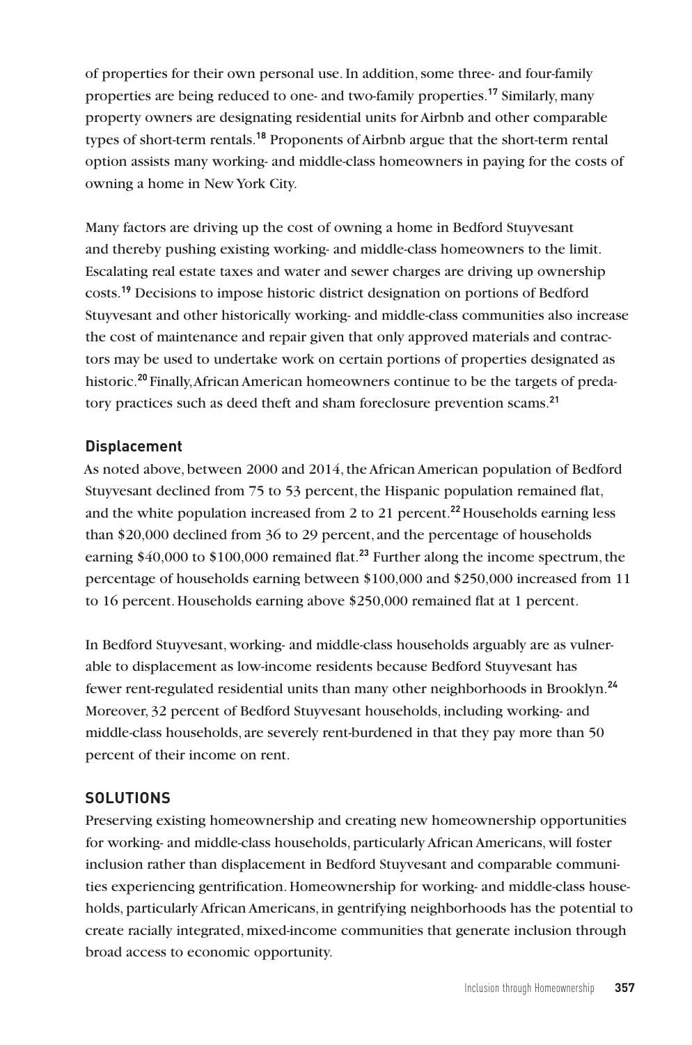of properties for their own personal use. In addition, some three- and four-family properties are being reduced to one- and two-family properties.[17] Similarly, many property owners are designating residential units for Airbnb and other comparable types of short-term rentals.[18] Proponents of Airbnb argue that the short-term rental option assists many working- and middle-class homeowners in paying for the costs of owning a home in New York City.

Many factors are driving up the cost of owning a home in Bedford Stuyvesant and thereby pushing existing working- and middle-class homeowners to the limit. Escalating real estate taxes and water and sewer charges are driving up ownership costs.[19] Decisions to impose historic district designation on portions of Bedford Stuyvesant and other historically working- and middle-class communities also increase the cost of maintenance and repair given that only approved materials and contractors may be used to undertake work on certain portions of properties designated as historic.[20] Finally, African American homeowners continue to be the targets of predatory practices such as deed theft and sham foreclosure prevention scams.[21]

### Displacement

As noted above, between 2000 and 2014, the African American population of Bedford Stuyvesant declined from 75 to 53 percent, the Hispanic population remained flat, and the white population increased from 2 to 21 percent.[22] Households earning less than $20,000 declined from 36 to 29 percent, and the percentage of households earning $40,000 to $100,000 remained flat.[23] Further along the income spectrum, the percentage of households earning between $100,000 and $250,000 increased from 11 to 16 percent. Households earning above $250,000 remained flat at 1 percent.

In Bedford Stuyvesant, working- and middle-class households arguably are as vulnerable to displacement as low-income residents because Bedford Stuyvesant has fewer rent-regulated residential units than many other neighborhoods in Brooklyn.[24] Moreover, 32 percent of Bedford Stuyvesant households, including working- and middle-class households, are severely rent-burdened in that they pay more than 50 percent of their income on rent.

## SOLUTIONS

Preserving existing homeownership and creating new homeownership opportunities for working- and middle-class households, particularly African Americans, will foster inclusion rather than displacement in Bedford Stuyvesant and comparable communities experiencing gentrification. Homeownership for working- and middle-class households, particularly African Americans, in gentrifying neighborhoods has the potential to create racially integrated, mixed-income communities that generate inclusion through broad access to economic opportunity.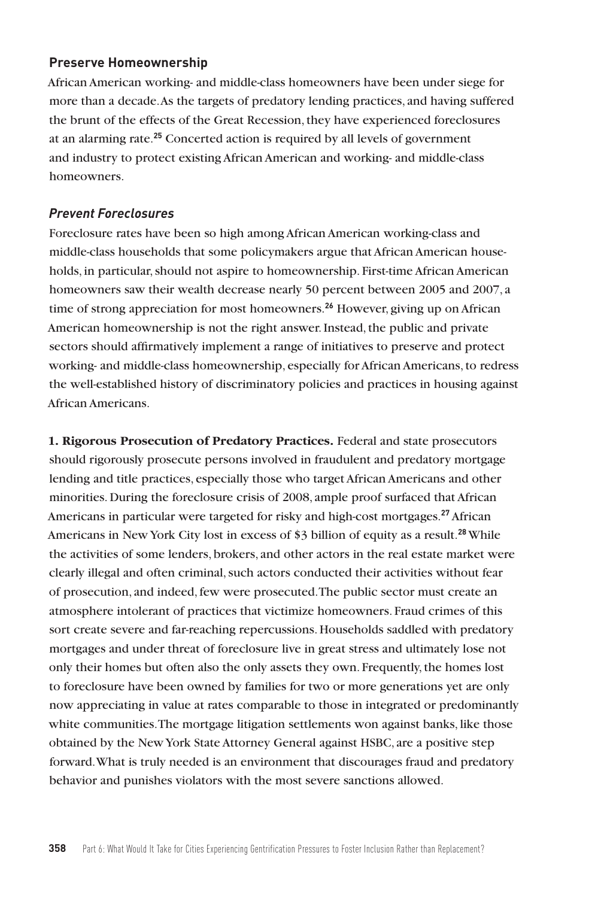### Preserve Homeownership

African American working- and middle-class homeowners have been under siege for more than a decade. As the targets of predatory lending practices, and having suffered the brunt of the effects of the Great Recession, they have experienced foreclosures at an alarming rate.[25] Concerted action is required by all levels of government and industry to protect existing African American and working- and middle-class homeowners.

#### *Prevent Foreclosures*

Foreclosure rates have been so high among African American working-class and middle-class households that some policymakers argue that African American households, in particular, should not aspire to homeownership. First-time African American homeowners saw their wealth decrease nearly 50 percent between 2005 and 2007, a time of strong appreciation for most homeowners.[26] However, giving up on African American homeownership is not the right answer. Instead, the public and private sectors should affirmatively implement a range of initiatives to preserve and protect working- and middle-class homeownership, especially for African Americans, to redress the well-established history of discriminatory policies and practices in housing against African Americans.

**1. Rigorous Prosecution of Predatory Practices.** Federal and state prosecutors should rigorously prosecute persons involved in fraudulent and predatory mortgage lending and title practices, especially those who target African Americans and other minorities. During the foreclosure crisis of 2008, ample proof surfaced that African Americans in particular were targeted for risky and high-cost mortgages.[27] African Americans in New York City lost in excess of $3 billion of equity as a result.[28] While the activities of some lenders, brokers, and other actors in the real estate market were clearly illegal and often criminal, such actors conducted their activities without fear of prosecution, and indeed, few were prosecuted. The public sector must create an atmosphere intolerant of practices that victimize homeowners. Fraud crimes of this sort create severe and far-reaching repercussions. Households saddled with predatory mortgages and under threat of foreclosure live in great stress and ultimately lose not only their homes but often also the only assets they own. Frequently, the homes lost to foreclosure have been owned by families for two or more generations yet are only now appreciating in value at rates comparable to those in integrated or predominantly white communities. The mortgage litigation settlements won against banks, like those obtained by the New York State Attorney General against HSBC, are a positive step forward. What is truly needed is an environment that discourages fraud and predatory behavior and punishes violators with the most severe sanctions allowed.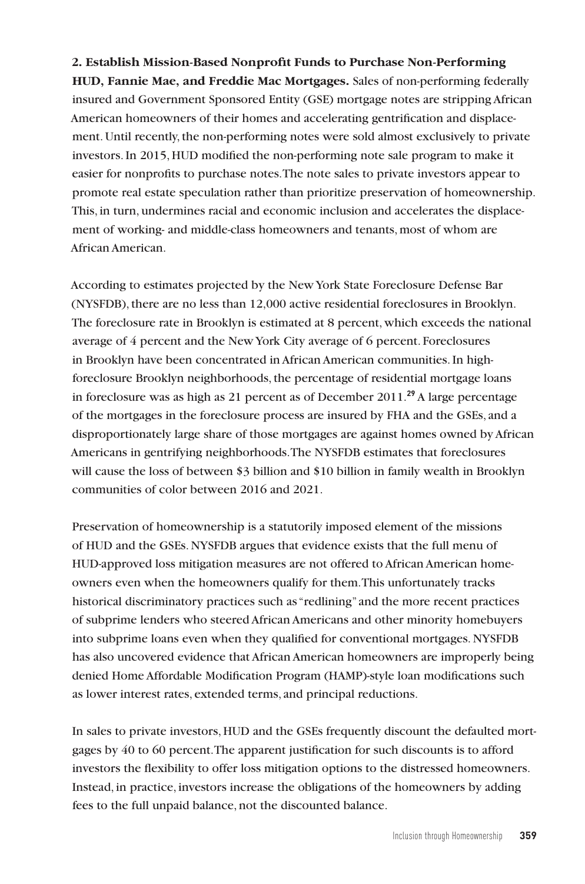**2. Establish Mission-Based Nonprofit Funds to Purchase Non-Performing HUD, Fannie Mae, and Freddie Mac Mortgages.** Sales of non-performing federally insured and Government Sponsored Entity (GSE) mortgage notes are stripping African American homeowners of their homes and accelerating gentrification and displacement. Until recently, the non-performing notes were sold almost exclusively to private investors. In 2015, HUD modified the non-performing note sale program to make it easier for nonprofits to purchase notes. The note sales to private investors appear to promote real estate speculation rather than prioritize preservation of homeownership. This, in turn, undermines racial and economic inclusion and accelerates the displacement of working- and middle-class homeowners and tenants, most of whom are African American.

According to estimates projected by the New York State Foreclosure Defense Bar (NYSFDB), there are no less than 12,000 active residential foreclosures in Brooklyn. The foreclosure rate in Brooklyn is estimated at 8 percent, which exceeds the national average of 4 percent and the New York City average of 6 percent. Foreclosures in Brooklyn have been concentrated in African American communities. In high-foreclosure Brooklyn neighborhoods, the percentage of residential mortgage loans in foreclosure was as high as 21 percent as of December 2011.[29] A large percentage of the mortgages in the foreclosure process are insured by FHA and the GSEs, and a disproportionately large share of those mortgages are against homes owned by African Americans in gentrifying neighborhoods. The NYSFDB estimates that foreclosures will cause the loss of between $3 billion and $10 billion in family wealth in Brooklyn communities of color between 2016 and 2021.

Preservation of homeownership is a statutorily imposed element of the missions of HUD and the GSEs. NYSFDB argues that evidence exists that the full menu of HUD-approved loss mitigation measures are not offered to African American homeowners even when the homeowners qualify for them. This unfortunately tracks historical discriminatory practices such as "redlining" and the more recent practices of subprime lenders who steered African Americans and other minority homebuyers into subprime loans even when they qualified for conventional mortgages. NYSFDB has also uncovered evidence that African American homeowners are improperly being denied Home Affordable Modification Program (HAMP)-style loan modifications such as lower interest rates, extended terms, and principal reductions.

In sales to private investors, HUD and the GSEs frequently discount the defaulted mortgages by 40 to 60 percent. The apparent justification for such discounts is to afford investors the flexibility to offer loss mitigation options to the distressed homeowners. Instead, in practice, investors increase the obligations of the homeowners by adding fees to the full unpaid balance, not the discounted balance.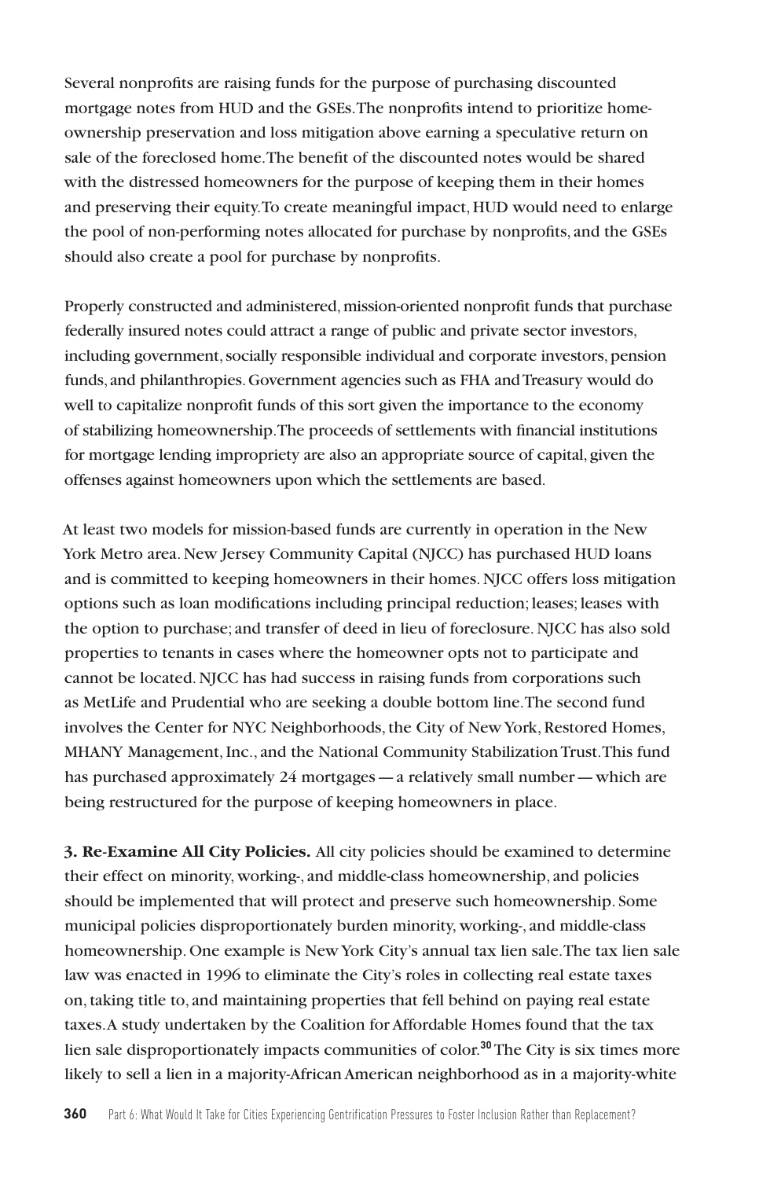Several nonprofits are raising funds for the purpose of purchasing discounted mortgage notes from HUD and the GSEs. The nonprofits intend to prioritize homeownership preservation and loss mitigation above earning a speculative return on sale of the foreclosed home. The benefit of the discounted notes would be shared with the distressed homeowners for the purpose of keeping them in their homes and preserving their equity. To create meaningful impact, HUD would need to enlarge the pool of non-performing notes allocated for purchase by nonprofits, and the GSEs should also create a pool for purchase by nonprofits.

Properly constructed and administered, mission-oriented nonprofit funds that purchase federally insured notes could attract a range of public and private sector investors, including government, socially responsible individual and corporate investors, pension funds, and philanthropies. Government agencies such as FHA and Treasury would do well to capitalize nonprofit funds of this sort given the importance to the economy of stabilizing homeownership. The proceeds of settlements with financial institutions for mortgage lending impropriety are also an appropriate source of capital, given the offenses against homeowners upon which the settlements are based.

At least two models for mission-based funds are currently in operation in the New York Metro area. New Jersey Community Capital (NJCC) has purchased HUD loans and is committed to keeping homeowners in their homes. NJCC offers loss mitigation options such as loan modifications including principal reduction; leases; leases with the option to purchase; and transfer of deed in lieu of foreclosure. NJCC has also sold properties to tenants in cases where the homeowner opts not to participate and cannot be located. NJCC has had success in raising funds from corporations such as MetLife and Prudential who are seeking a double bottom line. The second fund involves the Center for NYC Neighborhoods, the City of New York, Restored Homes, MHANY Management, Inc., and the National Community Stabilization Trust. This fund has purchased approximately 24 mortgages — a relatively small number — which are being restructured for the purpose of keeping homeowners in place.

**3. Re-Examine All City Policies.** All city policies should be examined to determine their effect on minority, working-, and middle-class homeownership, and policies should be implemented that will protect and preserve such homeownership. Some municipal policies disproportionately burden minority, working-, and middle-class homeownership. One example is New York City's annual tax lien sale. The tax lien sale law was enacted in 1996 to eliminate the City's roles in collecting real estate taxes on, taking title to, and maintaining properties that fell behind on paying real estate taxes. A study undertaken by the Coalition for Affordable Homes found that the tax lien sale disproportionately impacts communities of color.[30] The City is six times more likely to sell a lien in a majority-African American neighborhood as in a majority-white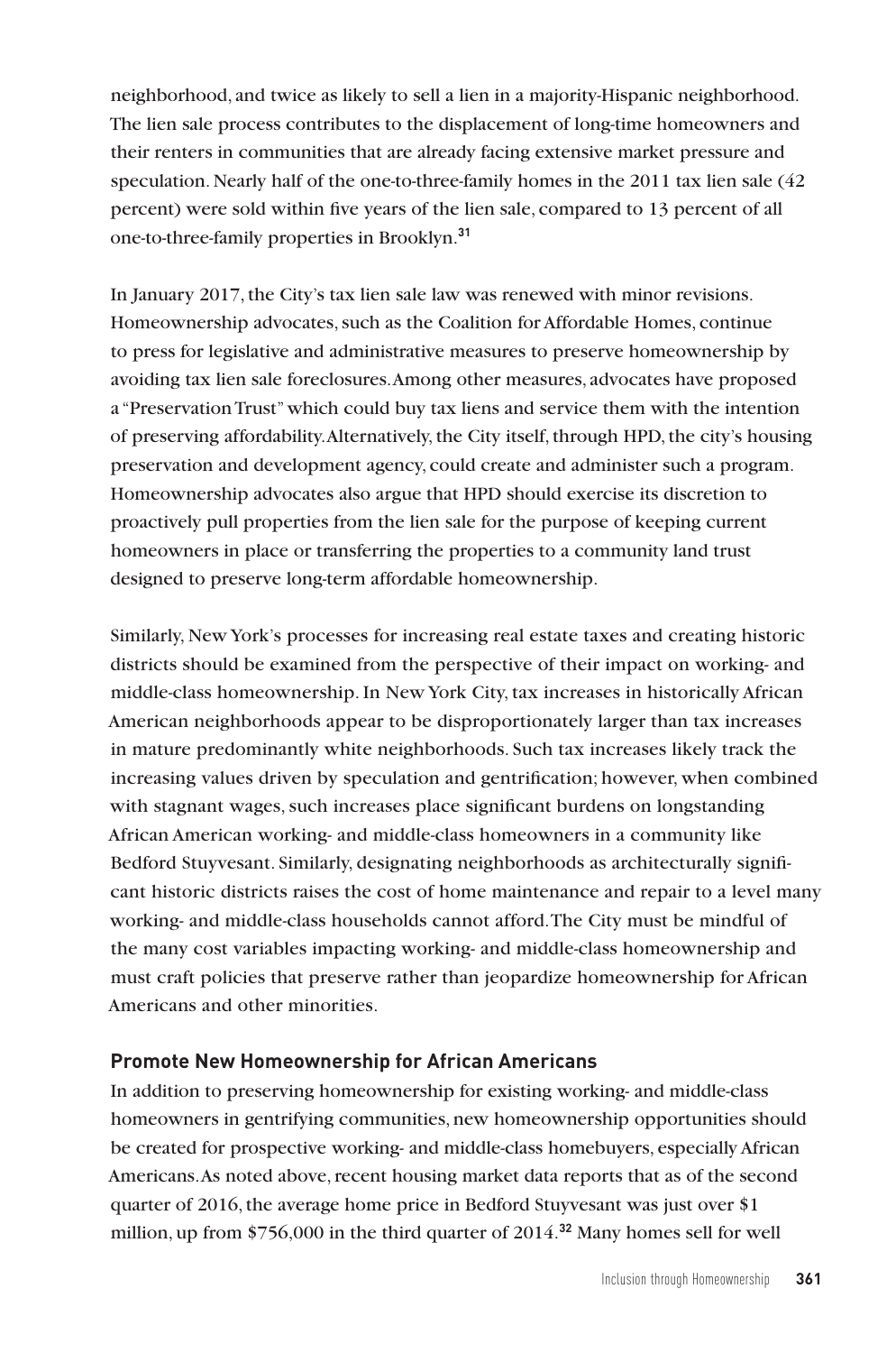neighborhood, and twice as likely to sell a lien in a majority-Hispanic neighborhood. The lien sale process contributes to the displacement of long-time homeowners and their renters in communities that are already facing extensive market pressure and speculation. Nearly half of the one-to-three-family homes in the 2011 tax lien sale (42 percent) were sold within five years of the lien sale, compared to 13 percent of all one-to-three-family properties in Brooklyn.[31]

In January 2017, the City's tax lien sale law was renewed with minor revisions. Homeownership advocates, such as the Coalition for Affordable Homes, continue to press for legislative and administrative measures to preserve homeownership by avoiding tax lien sale foreclosures. Among other measures, advocates have proposed a "Preservation Trust" which could buy tax liens and service them with the intention of preserving affordability. Alternatively, the City itself, through HPD, the city's housing preservation and development agency, could create and administer such a program. Homeownership advocates also argue that HPD should exercise its discretion to proactively pull properties from the lien sale for the purpose of keeping current homeowners in place or transferring the properties to a community land trust designed to preserve long-term affordable homeownership.

Similarly, New York's processes for increasing real estate taxes and creating historic districts should be examined from the perspective of their impact on working- and middle-class homeownership. In New York City, tax increases in historically African American neighborhoods appear to be disproportionately larger than tax increases in mature predominantly white neighborhoods. Such tax increases likely track the increasing values driven by speculation and gentrification; however, when combined with stagnant wages, such increases place significant burdens on longstanding African American working- and middle-class homeowners in a community like Bedford Stuyvesant. Similarly, designating neighborhoods as architecturally significant historic districts raises the cost of home maintenance and repair to a level many working- and middle-class households cannot afford. The City must be mindful of the many cost variables impacting working- and middle-class homeownership and must craft policies that preserve rather than jeopardize homeownership for African Americans and other minorities.

### Promote New Homeownership for African Americans

In addition to preserving homeownership for existing working- and middle-class homeowners in gentrifying communities, new homeownership opportunities should be created for prospective working- and middle-class homebuyers, especially African Americans. As noted above, recent housing market data reports that as of the second quarter of 2016, the average home price in Bedford Stuyvesant was just over $1 million, up from $756,000 in the third quarter of 2014.[32] Many homes sell for well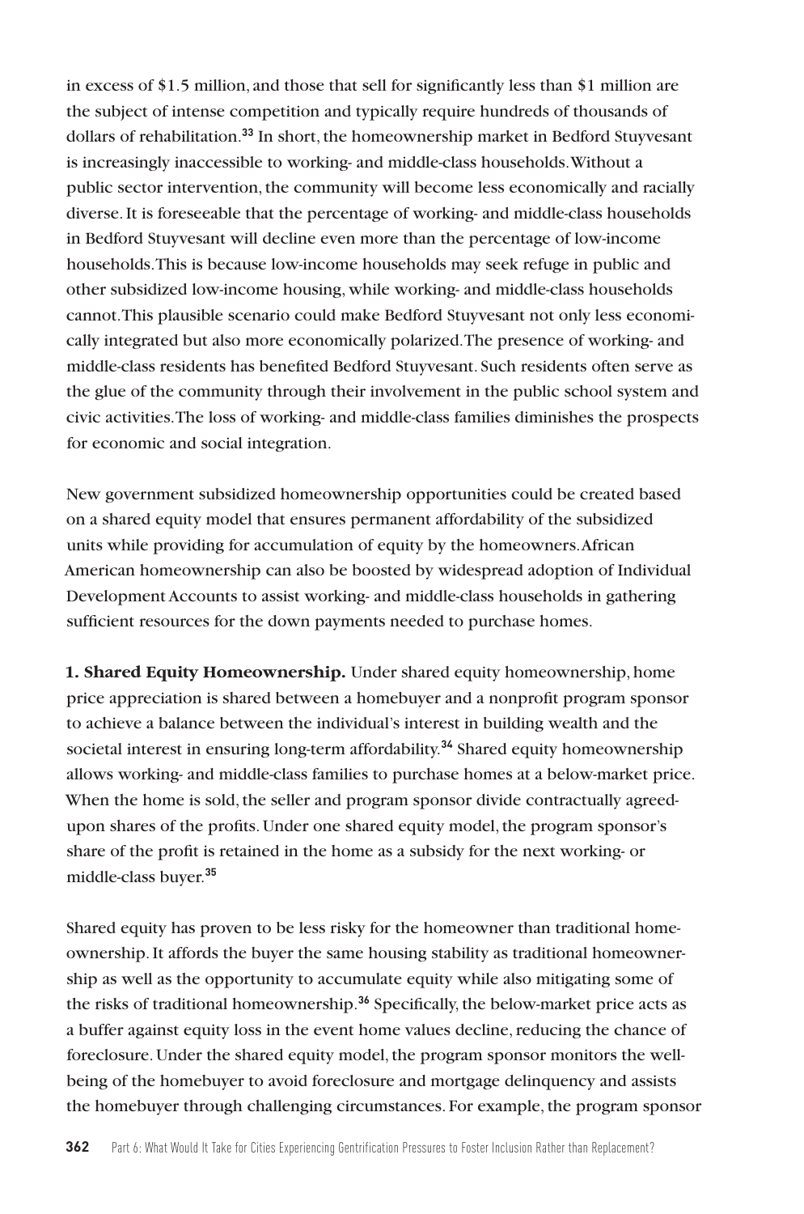in excess of $1.5 million, and those that sell for significantly less than $1 million are the subject of intense competition and typically require hundreds of thousands of dollars of rehabilitation.[33] In short, the homeownership market in Bedford Stuyvesant is increasingly inaccessible to working- and middle-class households. Without a public sector intervention, the community will become less economically and racially diverse. It is foreseeable that the percentage of working- and middle-class households in Bedford Stuyvesant will decline even more than the percentage of low-income households. This is because low-income households may seek refuge in public and other subsidized low-income housing, while working- and middle-class households cannot. This plausible scenario could make Bedford Stuyvesant not only less economically integrated but also more economically polarized. The presence of working- and middle-class residents has benefited Bedford Stuyvesant. Such residents often serve as the glue of the community through their involvement in the public school system and civic activities. The loss of working- and middle-class families diminishes the prospects for economic and social integration.

New government subsidized homeownership opportunities could be created based on a shared equity model that ensures permanent affordability of the subsidized units while providing for accumulation of equity by the homeowners. African American homeownership can also be boosted by widespread adoption of Individual Development Accounts to assist working- and middle-class households in gathering sufficient resources for the down payments needed to purchase homes.

**1. Shared Equity Homeownership.** Under shared equity homeownership, home price appreciation is shared between a homebuyer and a nonprofit program sponsor to achieve a balance between the individual's interest in building wealth and the societal interest in ensuring long-term affordability.[34] Shared equity homeownership allows working- and middle-class families to purchase homes at a below-market price. When the home is sold, the seller and program sponsor divide contractually agreed-upon shares of the profits. Under one shared equity model, the program sponsor's share of the profit is retained in the home as a subsidy for the next working- or middle-class buyer.[35]

Shared equity has proven to be less risky for the homeowner than traditional homeownership. It affords the buyer the same housing stability as traditional homeownership as well as the opportunity to accumulate equity while also mitigating some of the risks of traditional homeownership.[36] Specifically, the below-market price acts as a buffer against equity loss in the event home values decline, reducing the chance of foreclosure. Under the shared equity model, the program sponsor monitors the well-being of the homebuyer to avoid foreclosure and mortgage delinquency and assists the homebuyer through challenging circumstances. For example, the program sponsor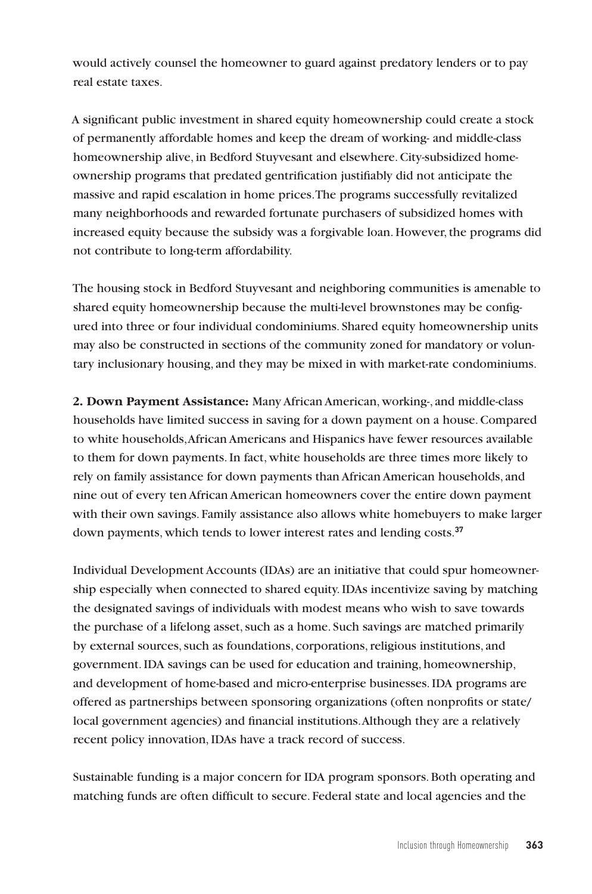would actively counsel the homeowner to guard against predatory lenders or to pay real estate taxes.

A significant public investment in shared equity homeownership could create a stock of permanently affordable homes and keep the dream of working- and middle-class homeownership alive, in Bedford Stuyvesant and elsewhere. City-subsidized homeownership programs that predated gentrification justifiably did not anticipate the massive and rapid escalation in home prices. The programs successfully revitalized many neighborhoods and rewarded fortunate purchasers of subsidized homes with increased equity because the subsidy was a forgivable loan. However, the programs did not contribute to long-term affordability.

The housing stock in Bedford Stuyvesant and neighboring communities is amenable to shared equity homeownership because the multi-level brownstones may be configured into three or four individual condominiums. Shared equity homeownership units may also be constructed in sections of the community zoned for mandatory or voluntary inclusionary housing, and they may be mixed in with market-rate condominiums.

**2. Down Payment Assistance:** Many African American, working-, and middle-class households have limited success in saving for a down payment on a house. Compared to white households, African Americans and Hispanics have fewer resources available to them for down payments. In fact, white households are three times more likely to rely on family assistance for down payments than African American households, and nine out of every ten African American homeowners cover the entire down payment with their own savings. Family assistance also allows white homebuyers to make larger down payments, which tends to lower interest rates and lending costs.[37]

Individual Development Accounts (IDAs) are an initiative that could spur homeownership especially when connected to shared equity. IDAs incentivize saving by matching the designated savings of individuals with modest means who wish to save towards the purchase of a lifelong asset, such as a home. Such savings are matched primarily by external sources, such as foundations, corporations, religious institutions, and government. IDA savings can be used for education and training, homeownership, and development of home-based and micro-enterprise businesses. IDA programs are offered as partnerships between sponsoring organizations (often nonprofits or state/local government agencies) and financial institutions. Although they are a relatively recent policy innovation, IDAs have a track record of success.

Sustainable funding is a major concern for IDA program sponsors. Both operating and matching funds are often difficult to secure. Federal state and local agencies and the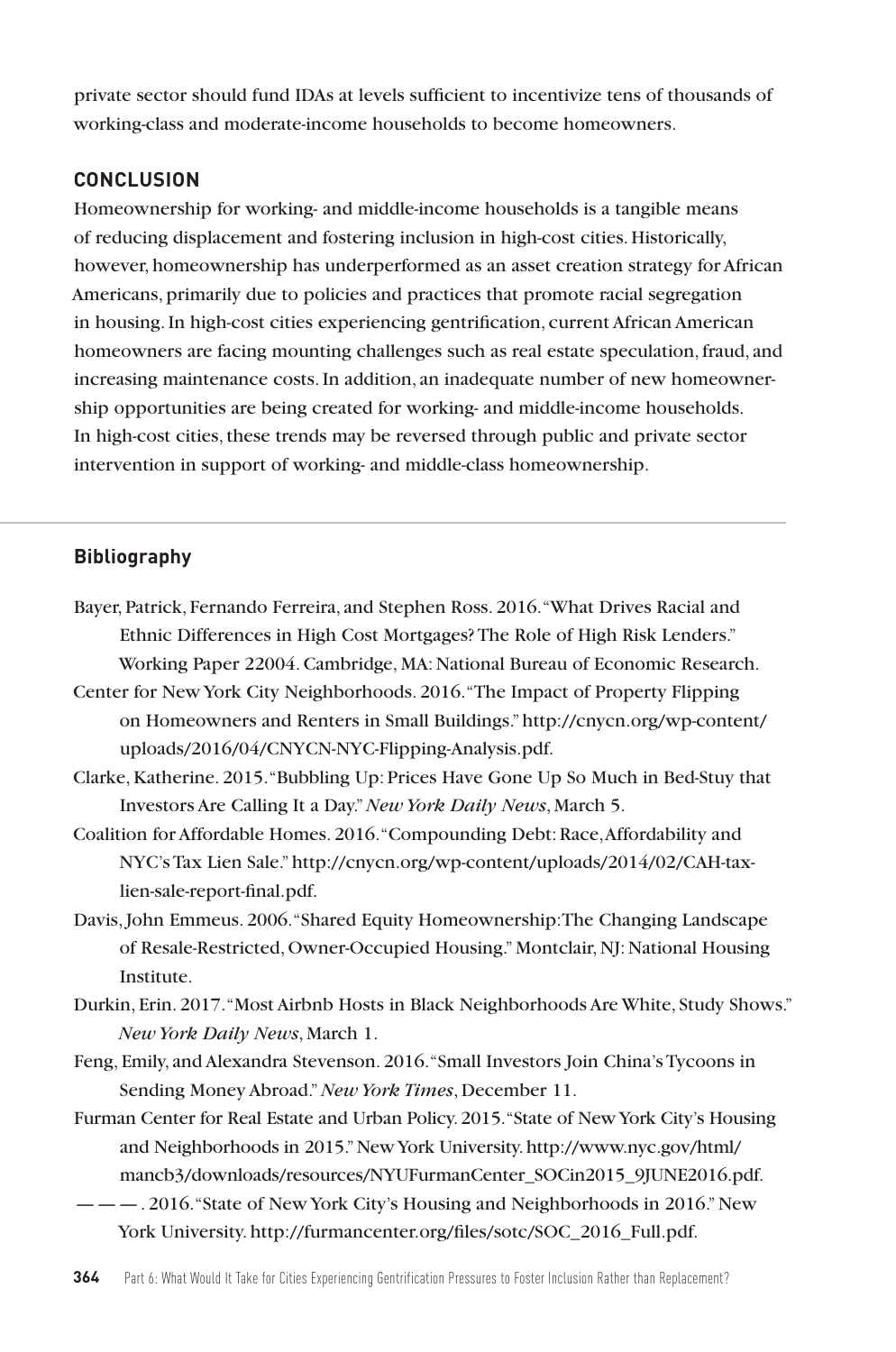private sector should fund IDAs at levels sufficient to incentivize tens of thousands of working-class and moderate-income households to become homeowners.

## CONCLUSION

Homeownership for working- and middle-income households is a tangible means of reducing displacement and fostering inclusion in high-cost cities. Historically, however, homeownership has underperformed as an asset creation strategy for African Americans, primarily due to policies and practices that promote racial segregation in housing. In high-cost cities experiencing gentrification, current African American homeowners are facing mounting challenges such as real estate speculation, fraud, and increasing maintenance costs. In addition, an inadequate number of new homeownership opportunities are being created for working- and middle-income households. In high-cost cities, these trends may be reversed through public and private sector intervention in support of working- and middle-class homeownership.

## Bibliography

Bayer, Patrick, Fernando Ferreira, and Stephen Ross. 2016. "What Drives Racial and Ethnic Differences in High Cost Mortgages? The Role of High Risk Lenders." Working Paper 22004. Cambridge, MA: National Bureau of Economic Research.

Center for New York City Neighborhoods. 2016. "The Impact of Property Flipping on Homeowners and Renters in Small Buildings." http://cnycn.org/wp-content/uploads/2016/04/CNYCN-NYC-Flipping-Analysis.pdf.

Clarke, Katherine. 2015. "Bubbling Up: Prices Have Gone Up So Much in Bed-Stuy that Investors Are Calling It a Day." *New York Daily News*, March 5.

Coalition for Affordable Homes. 2016. "Compounding Debt: Race, Affordability and NYC's Tax Lien Sale." http://cnycn.org/wp-content/uploads/2014/02/CAH-tax-lien-sale-report-final.pdf.

Davis, John Emmeus. 2006. "Shared Equity Homeownership: The Changing Landscape of Resale-Restricted, Owner-Occupied Housing." Montclair, NJ: National Housing Institute.

Durkin, Erin. 2017. "Most Airbnb Hosts in Black Neighborhoods Are White, Study Shows." *New York Daily News*, March 1.

Feng, Emily, and Alexandra Stevenson. 2016. "Small Investors Join China's Tycoons in Sending Money Abroad." *New York Times*, December 11.

Furman Center for Real Estate and Urban Policy. 2015. "State of New York City's Housing and Neighborhoods in 2015." New York University. http://www.nyc.gov/html/mancb3/downloads/resources/NYUFurmanCenter_SOCin2015_9JUNE2016.pdf.

———. 2016. "State of New York City's Housing and Neighborhoods in 2016." New York University. http://furmancenter.org/files/sotc/SOC_2016_Full.pdf.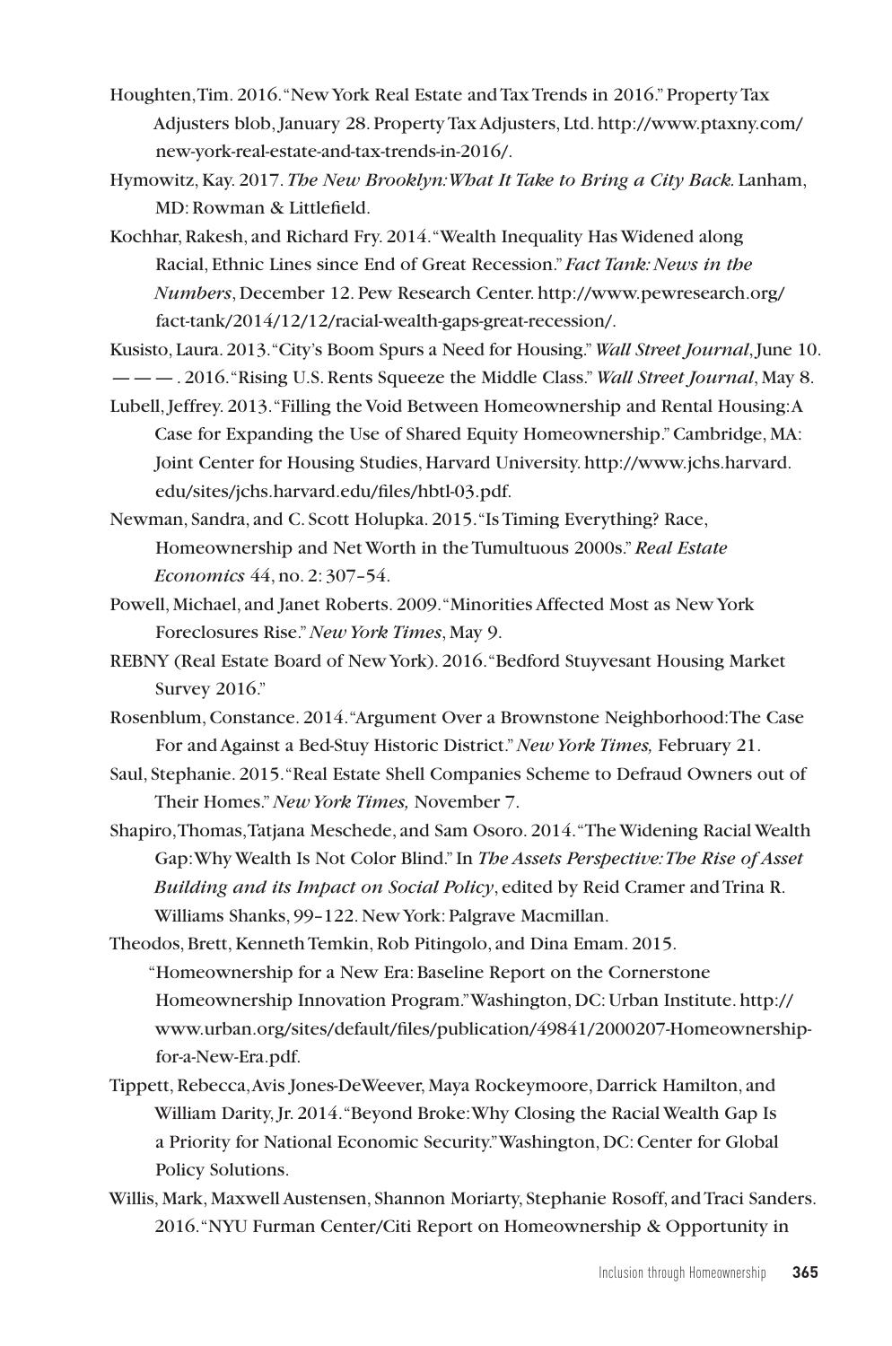Houghten, Tim. 2016. "New York Real Estate and Tax Trends in 2016." Property Tax Adjusters blob, January 28. Property Tax Adjusters, Ltd. http://www.ptaxny.com/new-york-real-estate-and-tax-trends-in-2016/.

Hymowitz, Kay. 2017. *The New Brooklyn: What It Take to Bring a City Back.* Lanham, MD: Rowman & Littlefield.

Kochhar, Rakesh, and Richard Fry. 2014. "Wealth Inequality Has Widened along Racial, Ethnic Lines since End of Great Recession." *Fact Tank: News in the Numbers*, December 12. Pew Research Center. http://www.pewresearch.org/fact-tank/2014/12/12/racial-wealth-gaps-great-recession/.

Kusisto, Laura. 2013. "City's Boom Spurs a Need for Housing." *Wall Street Journal*, June 10.

— — — . 2016. "Rising U.S. Rents Squeeze the Middle Class." *Wall Street Journal*, May 8.

Lubell, Jeffrey. 2013. "Filling the Void Between Homeownership and Rental Housing: A Case for Expanding the Use of Shared Equity Homeownership." Cambridge, MA: Joint Center for Housing Studies, Harvard University. http://www.jchs.harvard.edu/sites/jchs.harvard.edu/files/hbtl-03.pdf.

Newman, Sandra, and C. Scott Holupka. 2015. "Is Timing Everything? Race, Homeownership and Net Worth in the Tumultuous 2000s." *Real Estate Economics* 44, no. 2: 307–54.

Powell, Michael, and Janet Roberts. 2009. "Minorities Affected Most as New York Foreclosures Rise." *New York Times*, May 9.

REBNY (Real Estate Board of New York). 2016. "Bedford Stuyvesant Housing Market Survey 2016."

Rosenblum, Constance. 2014. "Argument Over a Brownstone Neighborhood: The Case For and Against a Bed-Stuy Historic District." *New York Times,* February 21.

Saul, Stephanie. 2015. "Real Estate Shell Companies Scheme to Defraud Owners out of Their Homes." *New York Times,* November 7.

Shapiro, Thomas, Tatjana Meschede, and Sam Osoro. 2014. "The Widening Racial Wealth Gap: Why Wealth Is Not Color Blind." In *The Assets Perspective: The Rise of Asset Building and its Impact on Social Policy*, edited by Reid Cramer and Trina R. Williams Shanks, 99–122. New York: Palgrave Macmillan.

Theodos, Brett, Kenneth Temkin, Rob Pitingolo, and Dina Emam. 2015. "Homeownership for a New Era: Baseline Report on the Cornerstone Homeownership Innovation Program." Washington, DC: Urban Institute. http://www.urban.org/sites/default/files/publication/49841/2000207-Homeownership-for-a-New-Era.pdf.

Tippett, Rebecca, Avis Jones-DeWeever, Maya Rockeymoore, Darrick Hamilton, and William Darity, Jr. 2014. "Beyond Broke: Why Closing the Racial Wealth Gap Is a Priority for National Economic Security." Washington, DC: Center for Global Policy Solutions.

Willis, Mark, Maxwell Austensen, Shannon Moriarty, Stephanie Rosoff, and Traci Sanders. 2016. "NYU Furman Center/Citi Report on Homeownership & Opportunity in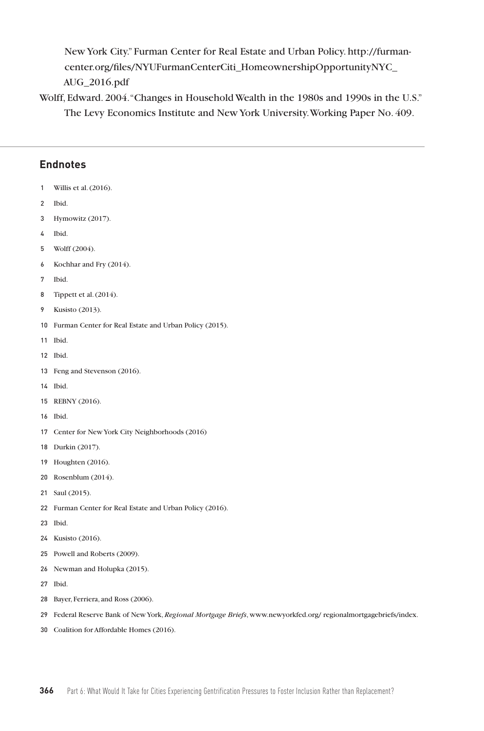New York City." Furman Center for Real Estate and Urban Policy. http://furmancenter.org/files/NYUFurmanCenterCiti_HomeownershipOpportunityNYC_AUG_2016.pdf

Wolff, Edward. 2004. "Changes in Household Wealth in the 1980s and 1990s in the U.S." The Levy Economics Institute and New York University. Working Paper No. 409.

## Endnotes

1 Willis et al. (2016).

2 Ibid.

3 Hymowitz (2017).

4 Ibid.

5 Wolff (2004).

6 Kochhar and Fry (2014).

7 Ibid.

8 Tippett et al. (2014).

9 Kusisto (2013).

10 Furman Center for Real Estate and Urban Policy (2015).

11 Ibid.

12 Ibid.

13 Feng and Stevenson (2016).

14 Ibid.

15 REBNY (2016).

16 Ibid.

17 Center for New York City Neighborhoods (2016)

18 Durkin (2017).

19 Houghten (2016).

20 Rosenblum (2014).

21 Saul (2015).

22 Furman Center for Real Estate and Urban Policy (2016).

23 Ibid.

24 Kusisto (2016).

25 Powell and Roberts (2009).

26 Newman and Holupka (2015).

27 Ibid.

28 Bayer, Ferriera, and Ross (2006).

29 Federal Reserve Bank of New York, *Regional Mortgage Briefs*, www.newyorkfed.org/ regionalmortgagebriefs/index.

30 Coalition for Affordable Homes (2016).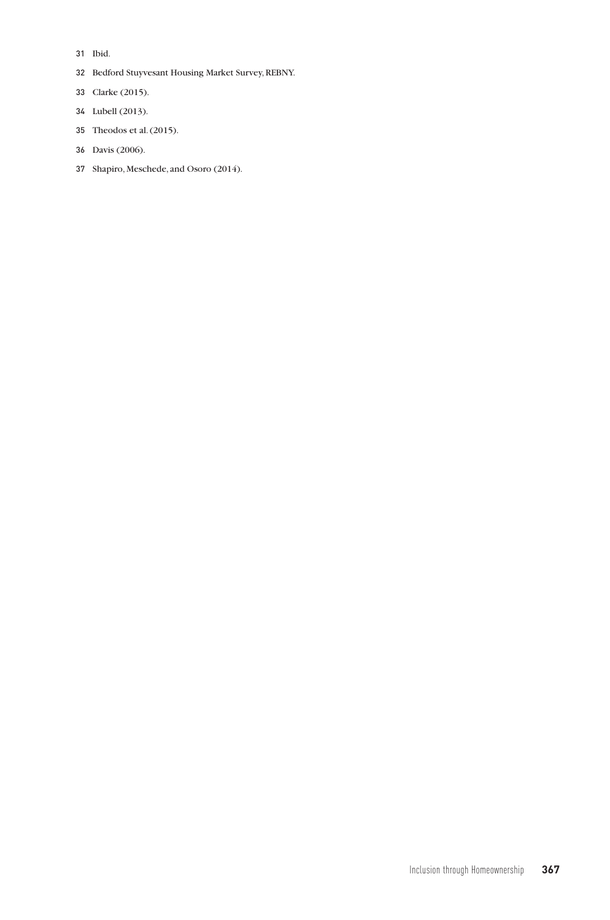31 Ibid.

32 Bedford Stuyvesant Housing Market Survey, REBNY.

33 Clarke (2015).

34 Lubell (2013).

35 Theodos et al. (2015).

36 Davis (2006).

37 Shapiro, Meschede, and Osoro (2014).